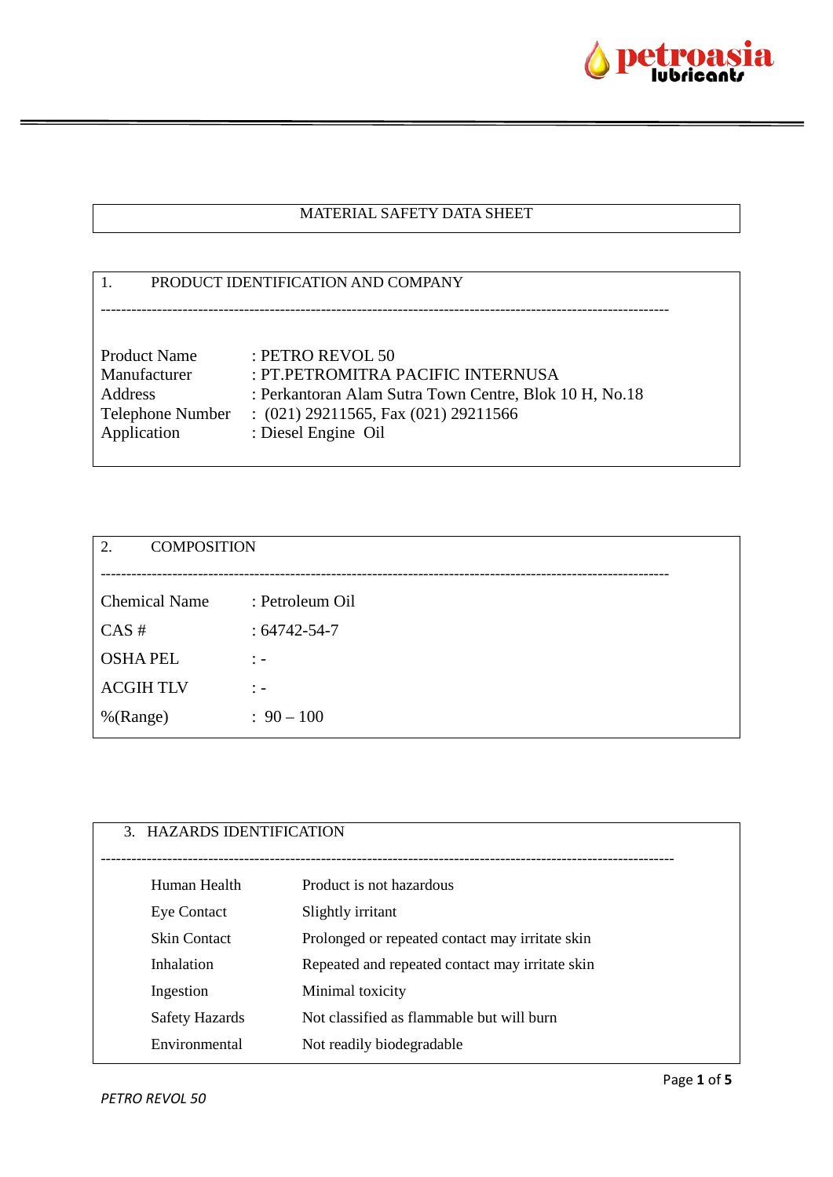# MATERIAL SAFETY DATA SHEET

## 1. PRODUCT IDENTIFICATION AND COMPANY

| | |
|---|---|
| Product Name | : PETRO REVOL 50 |
| Manufacturer | : PT.PETROMITRA PACIFIC INTERNUSA |
| Address | : Perkantoran Alam Sutra Town Centre, Blok 10 H, No.18 |
| Telephone Number | : (021) 29211565, Fax (021) 29211566 |
| Application | : Diesel Engine Oil |

## 2. COMPOSITION

| | |
|---|---|
| Chemical Name | : Petroleum Oil |
| CAS # | : 64742-54-7 |
| OSHA PEL | : - |
| ACGIH TLV | : - |
| %(Range) | : 90 – 100 |

## 3. HAZARDS IDENTIFICATION

| | |
|---|---|
| Human Health | Product is not hazardous |
| Eye Contact | Slightly irritant |
| Skin Contact | Prolonged or repeated contact may irritate skin |
| Inhalation | Repeated and repeated contact may irritate skin |
| Ingestion | Minimal toxicity |
| Safety Hazards | Not classified as flammable but will burn |
| Environmental | Not readily biodegradable |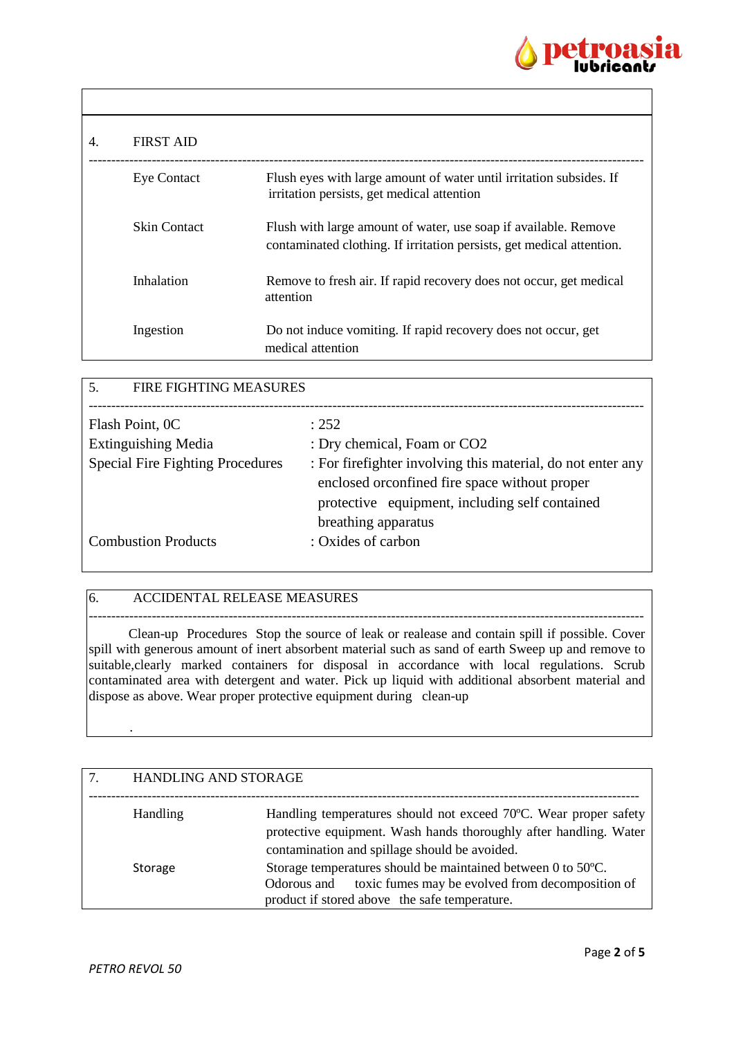## 4. FIRST AID

| | |
|---|---|
| Eye Contact | Flush eyes with large amount of water until irritation subsides. If irritation persists, get medical attention |
| Skin Contact | Flush with large amount of water, use soap if available. Remove contaminated clothing. If irritation persists, get medical attention. |
| Inhalation | Remove to fresh air. If rapid recovery does not occur, get medical attention |
| Ingestion | Do not induce vomiting. If rapid recovery does not occur, get medical attention |

## 5. FIRE FIGHTING MEASURES

| | |
|---|---|
| Flash Point, 0C | : 252 |
| Extinguishing Media | : Dry chemical, Foam or $CO_2$ |
| Special Fire Fighting Procedures | : For firefighter involving this material, do not enter any enclosed orconfined fire space without proper protective equipment, including self contained breathing apparatus |
| Combustion Products | : Oxides of carbon |

## 6. ACCIDENTAL RELEASE MEASURES

Clean-up Procedures Stop the source of leak or realease and contain spill if possible. Cover spill with generous amount of inert absorbent material such as sand of earth Sweep up and remove to suitable,clearly marked containers for disposal in accordance with local regulations. Scrub contaminated area with detergent and water. Pick up liquid with additional absorbent material and dispose as above. Wear proper protective equipment during clean-up

.

## 7. HANDLING AND STORAGE

| | |
|---|---|
| Handling | Handling temperatures should not exceed 70ºC. Wear proper safety protective equipment. Wash hands thoroughly after handling. Water contamination and spillage should be avoided. |
| Storage | Storage temperatures should be maintained between 0 to 50ºC. Odorous and toxic fumes may be evolved from decomposition of product if stored above the safe temperature. |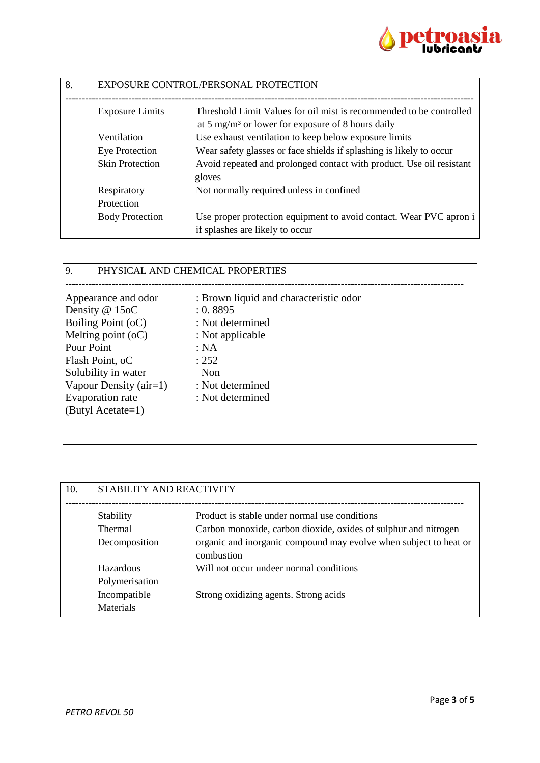## 8. EXPOSURE CONTROL/PERSONAL PROTECTION

| | |
|---|---|
| Exposure Limits | Threshold Limit Values for oil mist is recommended to be controlled at 5 mg/m³ or lower for exposure of 8 hours daily |
| Ventilation | Use exhaust ventilation to keep below exposure limits |
| Eye Protection | Wear safety glasses or face shields if splashing is likely to occur |
| Skin Protection | Avoid repeated and prolonged contact with product. Use oil resistant gloves |
| Respiratory Protection | Not normally required unless in confined |
| Body Protection | Use proper protection equipment to avoid contact. Wear PVC apron i if splashes are likely to occur |

## 9. PHYSICAL AND CHEMICAL PROPERTIES

| | |
|---|---|
| Appearance and odor | : Brown liquid and characteristic odor |
| Density @ 15oC | : 0. 8895 |
| Boiling Point (oC) | : Not determined |
| Melting point (oC) | : Not applicable |
| Pour Point | : NA |
| Flash Point, oC | : 252 |
| Solubility in water | Non |
| Vapour Density (air=1) | : Not determined |
| Evaporation rate (Butyl Acetate=1) | : Not determined |

## 10. STABILITY AND REACTIVITY

| | |
|---|---|
| Stability | Product is stable under normal use conditions |
| Thermal Decomposition | Carbon monoxide, carbon dioxide, oxides of sulphur and nitrogen organic and inorganic compound may evolve when subject to heat or combustion |
| Hazardous Polymerisation | Will not occur undeer normal conditions |
| Incompatible Materials | Strong oxidizing agents. Strong acids |

*PETRO REVOL 50*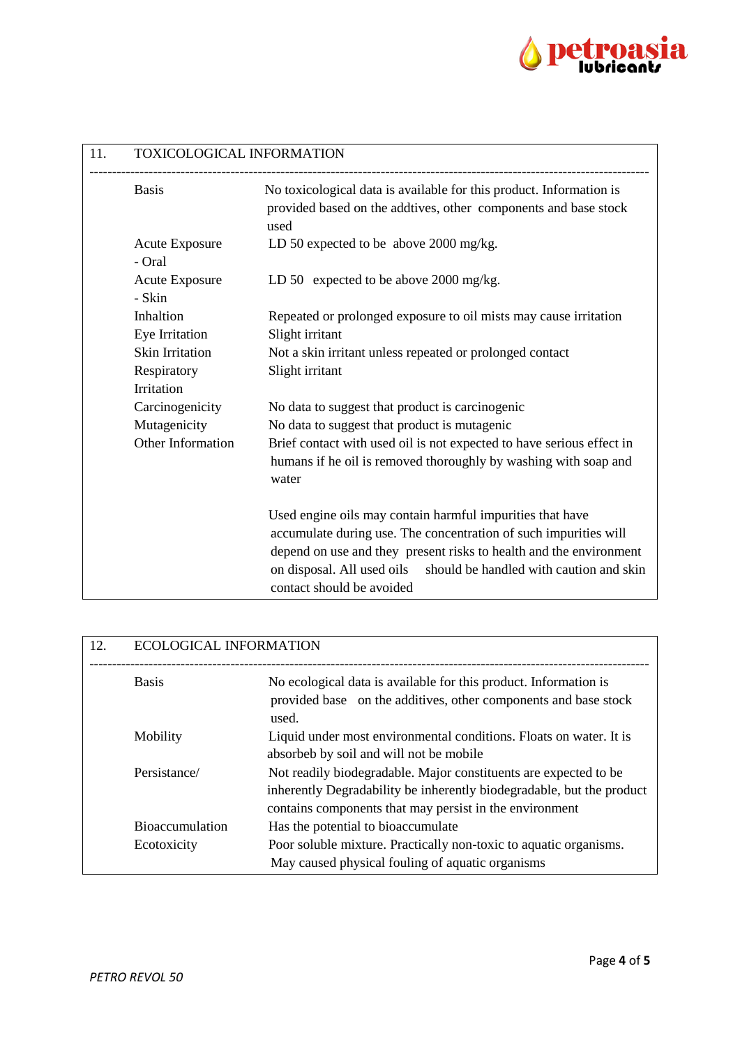## 11. TOXICOLOGICAL INFORMATION

| | |
|---|---|
| Basis | No toxicological data is available for this product. Information is provided based on the addtives, other components and base stock used |
| Acute Exposure - Oral | LD 50 expected to be above 2000 mg/kg. |
| Acute Exposure - Skin | LD 50 expected to be above 2000 mg/kg. |
| Inhaltion | Repeated or prolonged exposure to oil mists may cause irritation |
| Eye Irritation | Slight irritant |
| Skin Irritation | Not a skin irritant unless repeated or prolonged contact |
| Respiratory Irritation | Slight irritant |
| Carcinogenicity | No data to suggest that product is carcinogenic |
| Mutagenicity | No data to suggest that product is mutagenic |
| Other Information | Brief contact with used oil is not expected to have serious effect in humans if he oil is removed thoroughly by washing with soap and water<br><br>Used engine oils may contain harmful impurities that have accumulate during use. The concentration of such impurities will depend on use and they present risks to health and the environment on disposal. All used oils should be handled with caution and skin contact should be avoided |

## 12. ECOLOGICAL INFORMATION

| | |
|---|---|
| Basis | No ecological data is available for this product. Information is provided base on the additives, other components and base stock used. |
| Mobility | Liquid under most environmental conditions. Floats on water. It is absorbeb by soil and will not be mobile |
| Persistance/ | Not readily biodegradable. Major constituents are expected to be inherently Degradability be inherently biodegradable, but the product contains components that may persist in the environment |
| Bioaccumulation | Has the potential to bioaccumulate |
| Ecotoxicity | Poor soluble mixture. Practically non-toxic to aquatic organisms. May caused physical fouling of aquatic organisms |

*PETRO REVOL 50*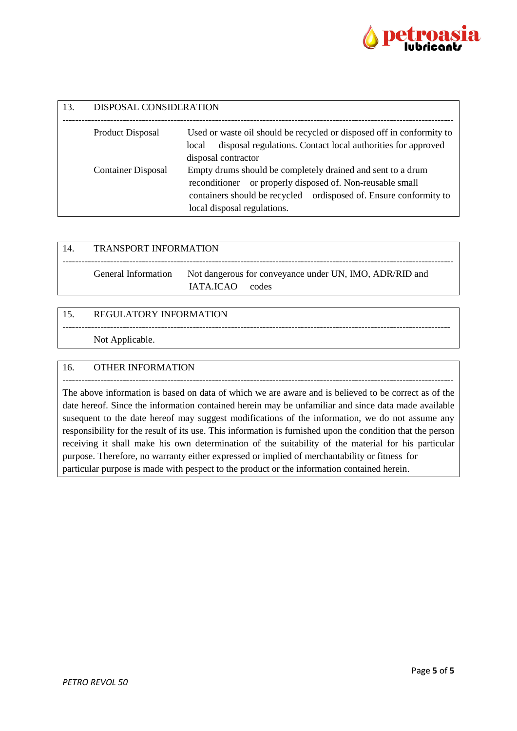## 13. DISPOSAL CONSIDERATION

| | |
|---|---|
| Product Disposal | Used or waste oil should be recycled or disposed off in conformity to local disposal regulations. Contact local authorities for approved disposal contractor |
| Container Disposal | Empty drums should be completely drained and sent to a drum reconditioner or properly disposed of. Non-reusable small containers should be recycled ordisposed of. Ensure conformity to local disposal regulations. |

## 14. TRANSPORT INFORMATION

| | |
|---|---|
| General Information | Not dangerous for conveyance under UN, IMO, ADR/RID and IATA.ICAO codes |

## 15. REGULATORY INFORMATION

Not Applicable.

## 16. OTHER INFORMATION

The above information is based on data of which we are aware and is believed to be correct as of the date hereof. Since the information contained herein may be unfamiliar and since data made available susequent to the date hereof may suggest modifications of the information, we do not assume any responsibility for the result of its use. This information is furnished upon the condition that the person receiving it shall make his own determination of the suitability of the material for his particular purpose. Therefore, no warranty either expressed or implied of merchantability or fitness for particular purpose is made with pespect to the product or the information contained herein.